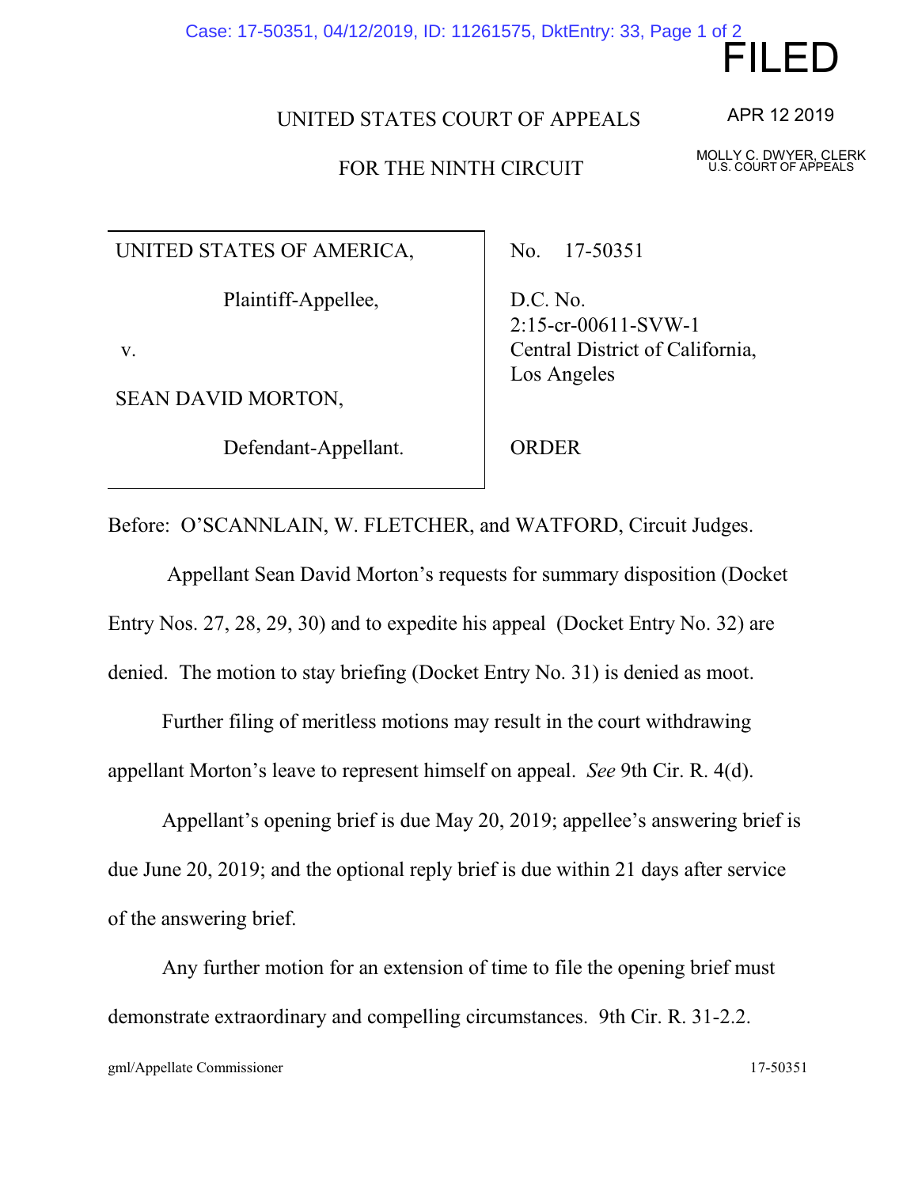FILED

APR 12 2019

MOLLY C. DWYER, CLERK
U.S. COURT OF APPEALS

UNITED STATES COURT OF APPEALS

FOR THE NINTH CIRCUIT

| | |
|---|---|
| UNITED STATES OF AMERICA,<br><br>Plaintiff-Appellee,<br><br>v.<br><br>SEAN DAVID MORTON,<br><br>Defendant-Appellant. | No. 17-50351<br><br>D.C. No. 2:15-cr-00611-SVW-1<br>Central District of California, Los Angeles<br><br>ORDER |

Before: O'SCANNLAIN, W. FLETCHER, and WATFORD, Circuit Judges.

Appellant Sean David Morton's requests for summary disposition (Docket Entry Nos. 27, 28, 29, 30) and to expedite his appeal (Docket Entry No. 32) are denied. The motion to stay briefing (Docket Entry No. 31) is denied as moot.

Further filing of meritless motions may result in the court withdrawing appellant Morton's leave to represent himself on appeal. *See* 9th Cir. R. 4(d).

Appellant's opening brief is due May 20, 2019; appellee's answering brief is due June 20, 2019; and the optional reply brief is due within 21 days after service of the answering brief.

Any further motion for an extension of time to file the opening brief must demonstrate extraordinary and compelling circumstances. 9th Cir. R. 31-2.2.

gml/Appellate Commissioner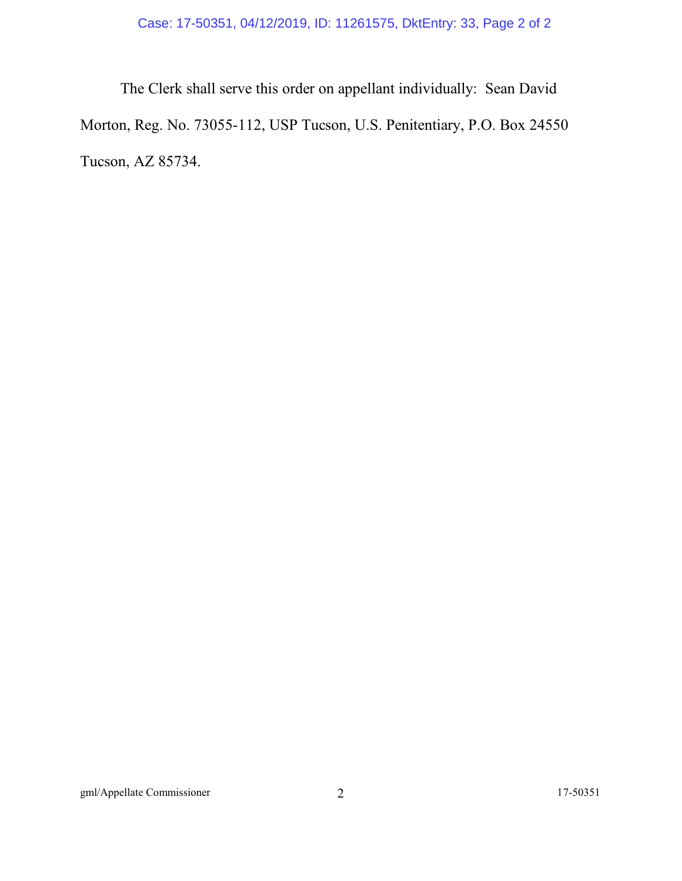The Clerk shall serve this order on appellant individually: Sean David Morton, Reg. No. 73055-112, USP Tucson, U.S. Penitentiary, P.O. Box 24550 Tucson, AZ 85734.

gml/Appellate Commissioner 17-50351